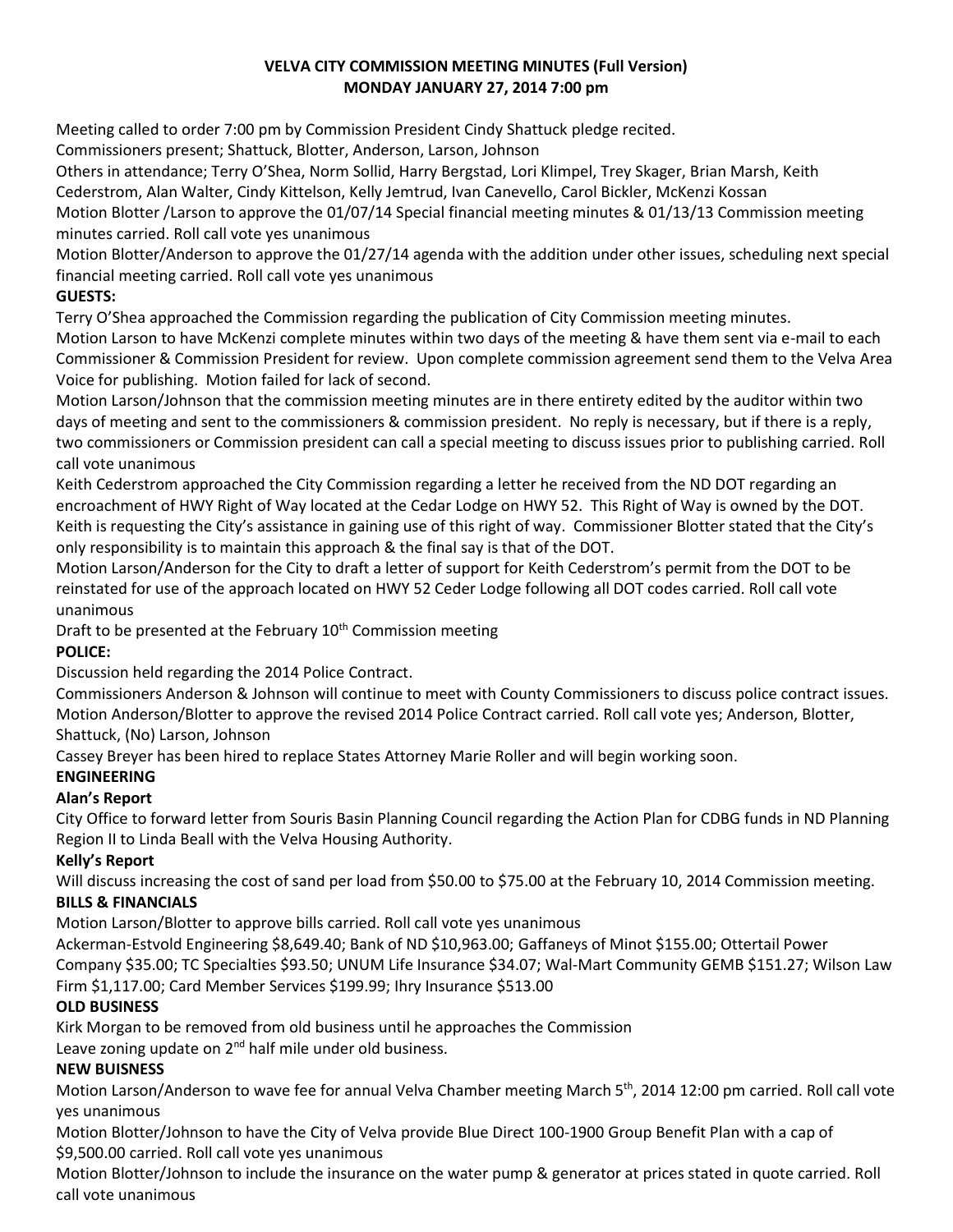**VELVA CITY COMMISSION MEETING MINUTES (Full Version)**
**MONDAY JANUARY 27, 2014 7:00 pm**

Meeting called to order 7:00 pm by Commission President Cindy Shattuck pledge recited.
Commissioners present; Shattuck, Blotter, Anderson, Larson, Johnson
Others in attendance; Terry O'Shea, Norm Sollid, Harry Bergstad, Lori Klimpel, Trey Skager, Brian Marsh, Keith Cederstrom, Alan Walter, Cindy Kittelson, Kelly Jemtrud, Ivan Canevello, Carol Bickler, McKenzi Kossan
Motion Blotter /Larson to approve the 01/07/14 Special financial meeting minutes & 01/13/13 Commission meeting minutes carried. Roll call vote yes unanimous
Motion Blotter/Anderson to approve the 01/27/14 agenda with the addition under other issues, scheduling next special financial meeting carried. Roll call vote yes unanimous

**GUESTS:**

Terry O'Shea approached the Commission regarding the publication of City Commission meeting minutes.
Motion Larson to have McKenzi complete minutes within two days of the meeting & have them sent via e-mail to each Commissioner & Commission President for review. Upon complete commission agreement send them to the Velva Area Voice for publishing. Motion failed for lack of second.
Motion Larson/Johnson that the commission meeting minutes are in there entirety edited by the auditor within two days of meeting and sent to the commissioners & commission president. No reply is necessary, but if there is a reply, two commissioners or Commission president can call a special meeting to discuss issues prior to publishing carried. Roll call vote unanimous
Keith Cederstrom approached the City Commission regarding a letter he received from the ND DOT regarding an encroachment of HWY Right of Way located at the Cedar Lodge on HWY 52. This Right of Way is owned by the DOT. Keith is requesting the City's assistance in gaining use of this right of way. Commissioner Blotter stated that the City's only responsibility is to maintain this approach & the final say is that of the DOT.
Motion Larson/Anderson for the City to draft a letter of support for Keith Cederstrom's permit from the DOT to be reinstated for use of the approach located on HWY 52 Ceder Lodge following all DOT codes carried. Roll call vote unanimous
Draft to be presented at the February 10th Commission meeting

**POLICE:**

Discussion held regarding the 2014 Police Contract.
Commissioners Anderson & Johnson will continue to meet with County Commissioners to discuss police contract issues.
Motion Anderson/Blotter to approve the revised 2014 Police Contract carried. Roll call vote yes; Anderson, Blotter, Shattuck, (No) Larson, Johnson
Cassey Breyer has been hired to replace States Attorney Marie Roller and will begin working soon.

**ENGINEERING**

**Alan's Report**

City Office to forward letter from Souris Basin Planning Council regarding the Action Plan for CDBG funds in ND Planning Region II to Linda Beall with the Velva Housing Authority.

**Kelly's Report**

Will discuss increasing the cost of sand per load from $50.00 to $75.00 at the February 10, 2014 Commission meeting.

**BILLS & FINANCIALS**

Motion Larson/Blotter to approve bills carried. Roll call vote yes unanimous
Ackerman-Estvold Engineering $8,649.40; Bank of ND $10,963.00; Gaffaneys of Minot $155.00; Ottertail Power Company $35.00; TC Specialties $93.50; UNUM Life Insurance $34.07; Wal-Mart Community GEMB $151.27; Wilson Law Firm $1,117.00; Card Member Services $199.99; Ihry Insurance $513.00

**OLD BUSINESS**

Kirk Morgan to be removed from old business until he approaches the Commission
Leave zoning update on 2nd half mile under old business.

**NEW BUISNESS**

Motion Larson/Anderson to wave fee for annual Velva Chamber meeting March 5th, 2014 12:00 pm carried. Roll call vote yes unanimous
Motion Blotter/Johnson to have the City of Velva provide Blue Direct 100-1900 Group Benefit Plan with a cap of $9,500.00 carried. Roll call vote yes unanimous
Motion Blotter/Johnson to include the insurance on the water pump & generator at prices stated in quote carried. Roll call vote unanimous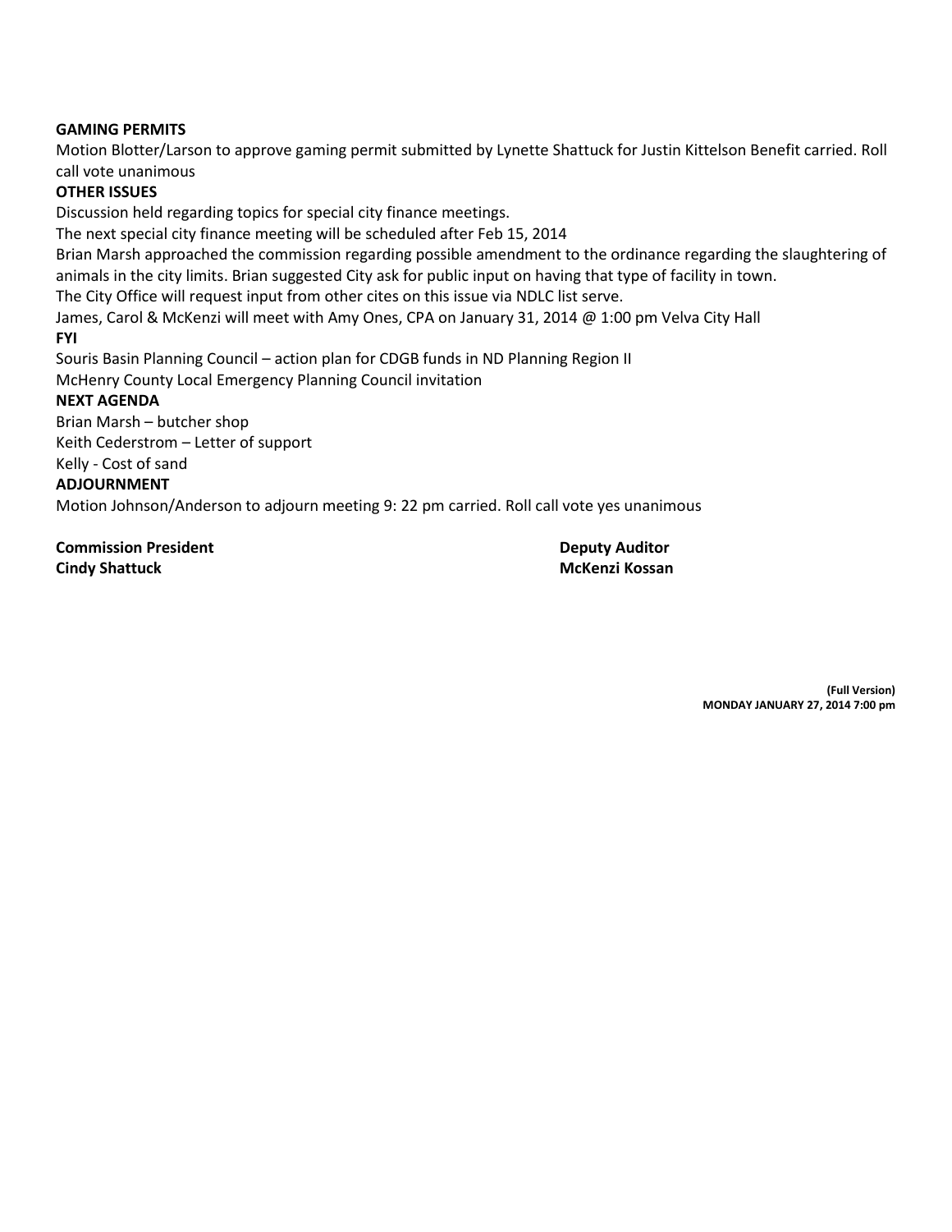**GAMING PERMITS**

Motion Blotter/Larson to approve gaming permit submitted by Lynette Shattuck for Justin Kittelson Benefit carried. Roll call vote unanimous

**OTHER ISSUES**

Discussion held regarding topics for special city finance meetings.

The next special city finance meeting will be scheduled after Feb 15, 2014

Brian Marsh approached the commission regarding possible amendment to the ordinance regarding the slaughtering of animals in the city limits. Brian suggested City ask for public input on having that type of facility in town.

The City Office will request input from other cites on this issue via NDLC list serve.

James, Carol & McKenzi will meet with Amy Ones, CPA on January 31, 2014 @ 1:00 pm Velva City Hall

**FYI**

Souris Basin Planning Council – action plan for CDGB funds in ND Planning Region II

McHenry County Local Emergency Planning Council invitation

**NEXT AGENDA**

Brian Marsh – butcher shop

Keith Cederstrom – Letter of support

Kelly - Cost of sand

**ADJOURNMENT**

Motion Johnson/Anderson to adjourn meeting 9: 22 pm carried. Roll call vote yes unanimous

**Commission President**
**Cindy Shattuck**

**Deputy Auditor**
**McKenzi Kossan**

**(Full Version)**
**MONDAY JANUARY 27, 2014 7:00 pm**